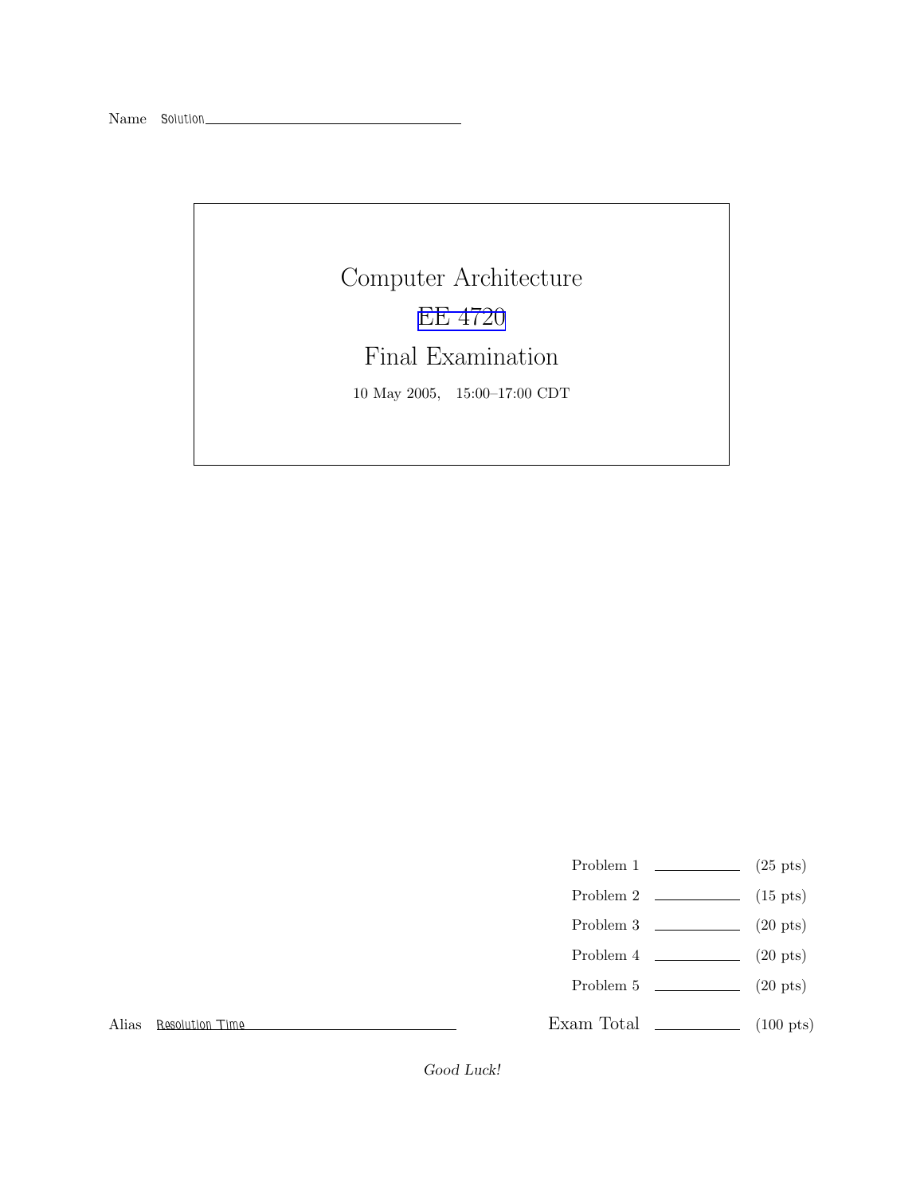Name Solution

# Computer Architecture

## EE 4720

## Final Examination

10 May 2005, 15:00–17:00 CDT

| | | |
|---|---|---|
| Problem 1 | | (25 pts) |
| Problem 2 | | (15 pts) |
| Problem 3 | | (20 pts) |
| Problem 4 | | (20 pts) |
| Problem 5 | | (20 pts) |
| Exam Total | | (100 pts) |

Alias Resolution Time

*Good Luck!*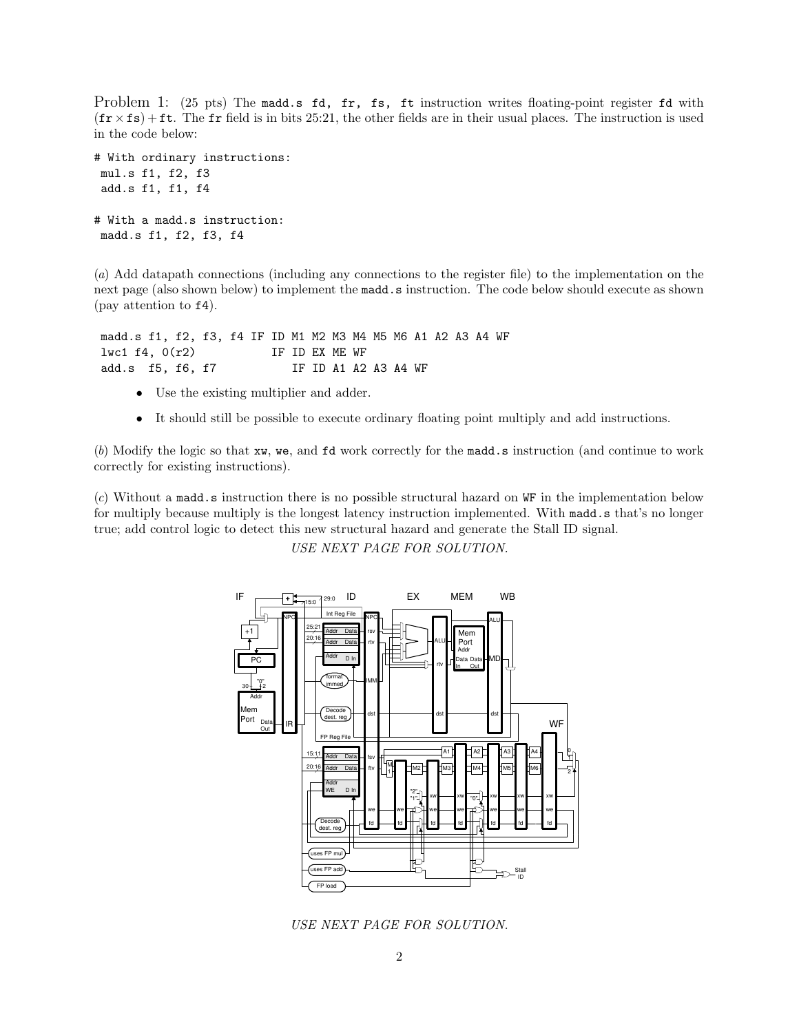Problem 1: (25 pts) The `madd.s fd, fr, fs, ft` instruction writes floating-point register `fd` with $(\texttt{fr} \times \texttt{fs}) + \texttt{ft}$. The `fr` field is in bits 25:21, the other fields are in their usual places. The instruction is used in the code below:

```
# With ordinary instructions:
 mul.s f1, f2, f3
 add.s f1, f1, f4

# With a madd.s instruction:
 madd.s f1, f2, f3, f4
```

(*a*) Add datapath connections (including any connections to the register file) to the implementation on the next page (also shown below) to implement the `madd.s` instruction. The code below should execute as shown (pay attention to `f4`).

```
 madd.s f1, f2, f3, f4 IF ID M1 M2 M3 M4 M5 M6 A1 A2 A3 A4 WF
 lwc1 f4, 0(r2)           IF ID EX ME WF
 add.s  f5, f6, f7           IF ID A1 A2 A3 A4 WF
```

- Use the existing multiplier and adder.
- It should still be possible to execute ordinary floating point multiply and add instructions.

(*b*) Modify the logic so that `xw`, `we`, and `fd` work correctly for the `madd.s` instruction (and continue to work correctly for existing instructions).

(*c*) Without a `madd.s` instruction there is no possible structural hazard on `WF` in the implementation below for multiply because multiply is the longest latency instruction implemented. With `madd.s` that's no longer true; add control logic to detect this new structural hazard and generate the Stall ID signal.

*USE NEXT PAGE FOR SOLUTION.*

*USE NEXT PAGE FOR SOLUTION.*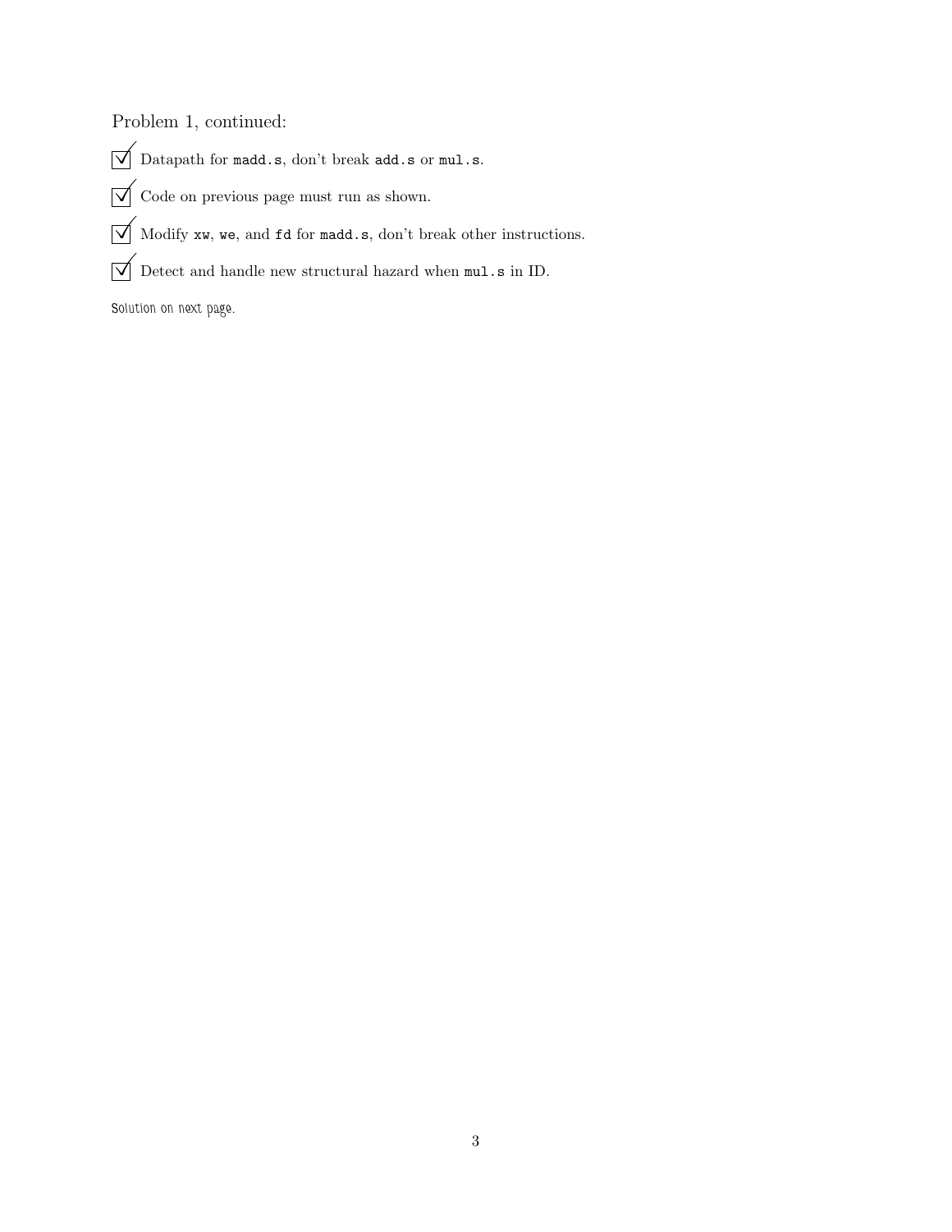Problem 1, continued:

- [x] Datapath for `madd.s`, don't break `add.s` or `mul.s`.
- [x] Code on previous page must run as shown.
- [x] Modify `xw`, `we`, and `fd` for `madd.s`, don't break other instructions.
- [x] Detect and handle new structural hazard when `mul.s` in ID.

Solution on next page.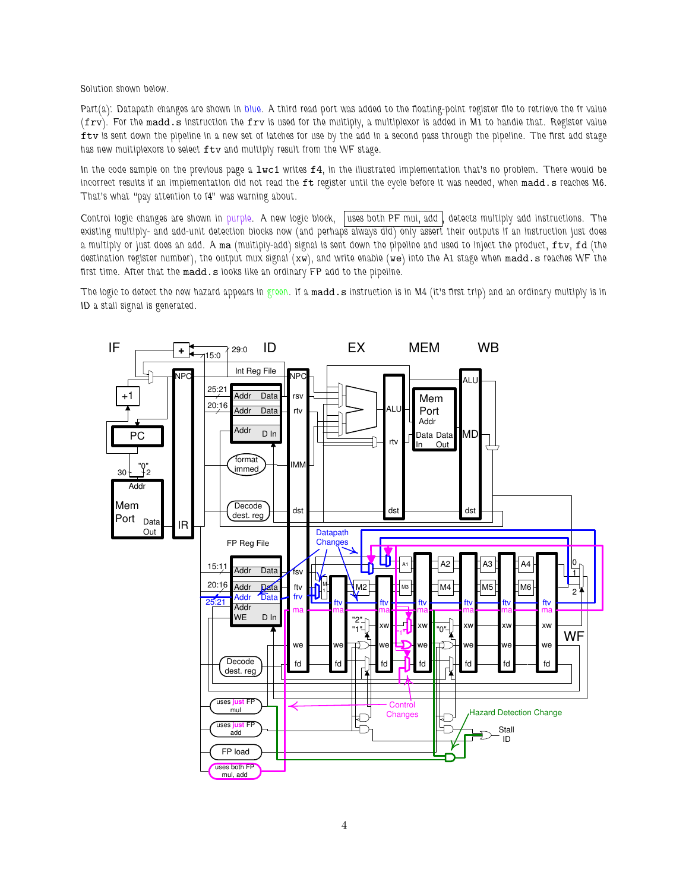Solution shown below.

Part(a): Datapath changes are shown in blue. A third read port was added to the floating-point register file to retrieve the fr value (`frv`). For the `madd.s` instruction the `frv` is used for the multiply, a multiplexor is added in M1 to handle that. Register value `ftv` is sent down the pipeline in a new set of latches for use by the add in a second pass through the pipeline. The first add stage has new multiplexors to select `ftv` and multiply result from the WF stage.

In the code sample on the previous page a `lwc1` writes `f4`, in the illustrated implementation that's no problem. There would be incorrect results if an implementation did not read the `ft` register until the cycle before it was needed, when `madd.s` reaches M6. That's what "pay attention to f4" was warning about.

Control logic changes are shown in purple. A new logic block, uses both PF mul, add, detects multiply add instructions. The existing multiply- and add-unit detection blocks now (and perhaps always did) only assert their outputs if an instruction just does a multiply or just does an add. A `ma` (multiply-add) signal is sent down the pipeline and used to inject the product, `ftv`, `fd` (the destination register number), the output mux signal (`xw`), and write enable (`we`) into the A1 stage when `madd.s` reaches WF the first time. After that the `madd.s` looks like an ordinary FP add to the pipeline.

The logic to detect the new hazard appears in green. If a `madd.s` instruction is in M4 (it's first trip) and an ordinary multiply is in ID a stall signal is generated.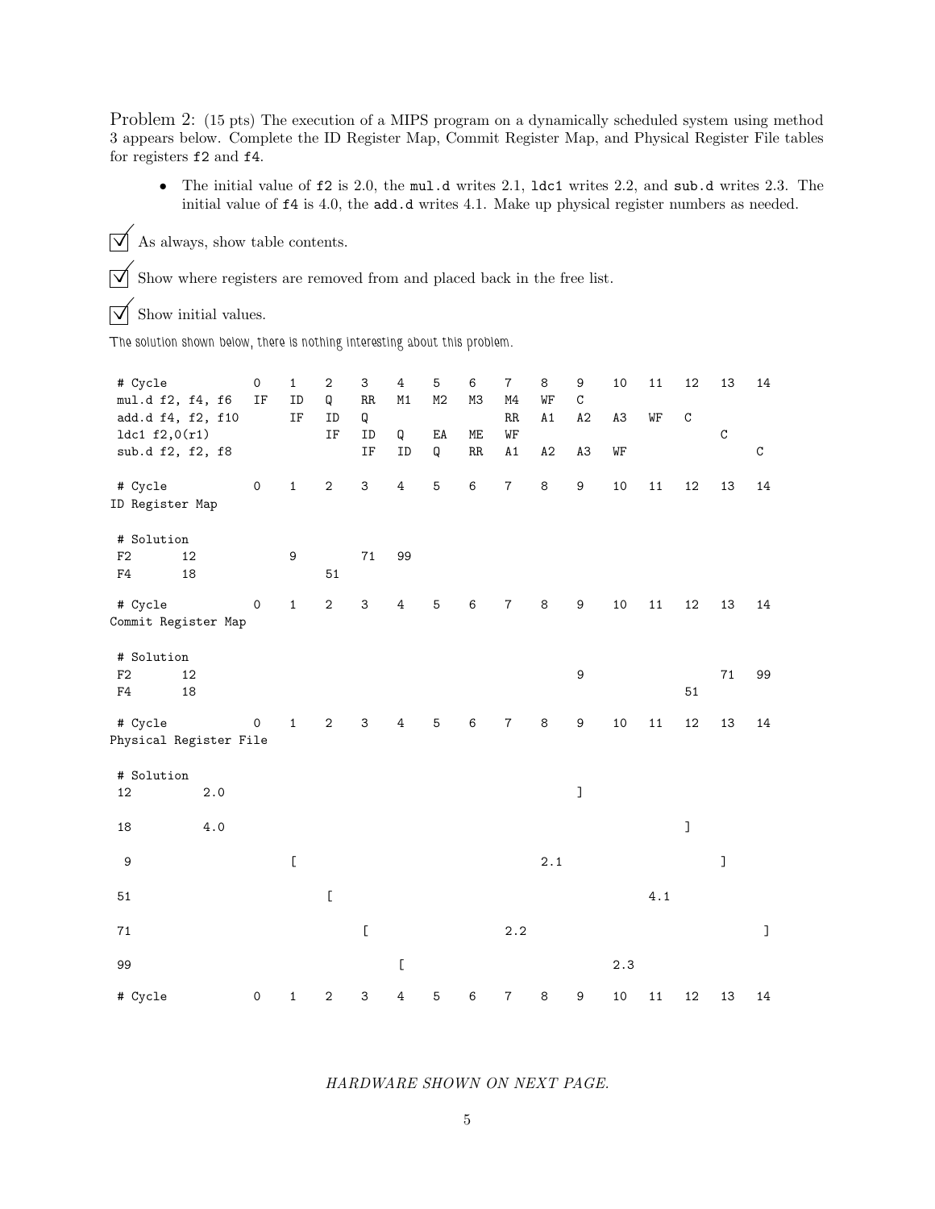Problem 2: (15 pts) The execution of a MIPS program on a dynamically scheduled system using method 3 appears below. Complete the ID Register Map, Commit Register Map, and Physical Register File tables for registers f2 and f4.

- The initial value of f2 is 2.0, the mul.d writes 2.1, ldc1 writes 2.2, and sub.d writes 2.3. The initial value of f4 is 4.0, the add.d writes 4.1. Make up physical register numbers as needed.

☑ As always, show table contents.

☑ Show where registers are removed from and placed back in the free list.

☑ Show initial values.

*The solution shown below, there is nothing interesting about this problem.*

| # Cycle | 0 | 1 | 2 | 3 | 4 | 5 | 6 | 7 | 8 | 9 | 10 | 11 | 12 | 13 | 14 |
|---|---|---|---|---|---|---|---|---|---|---|---|---|---|---|---|
| mul.d f2, f4, f6 | IF | ID | Q | RR | M1 | M2 | M3 | M4 | WF | C | | | | | |
| add.d f4, f2, f10 | | IF | ID | Q | | | | RR | A1 | A2 | A3 | WF | C | | |
| ldc1 f2,0(r1) | | | IF | ID | Q | EA | ME | WF | | | | | | C | |
| sub.d f2, f2, f8 | | | | IF | ID | Q | RR | A1 | A2 | A3 | WF | | | | C |

ID Register Map

| # Cycle | | 0 | 1 | 2 | 3 | 4 | 5 | 6 | 7 | 8 | 9 | 10 | 11 | 12 | 13 | 14 |
|---|---|---|---|---|---|---|---|---|---|---|---|---|---|---|---|---|
| # Solution | | | | | | | | | | | | | | | | |
| F2 | 12 | | 9 | | 71 | 99 | | | | | | | | | | |
| F4 | 18 | | | 51 | | | | | | | | | | | | |

Commit Register Map

| # Cycle | | 0 | 1 | 2 | 3 | 4 | 5 | 6 | 7 | 8 | 9 | 10 | 11 | 12 | 13 | 14 |
|---|---|---|---|---|---|---|---|---|---|---|---|---|---|---|---|---|
| # Solution | | | | | | | | | | | | | | | | |
| F2 | 12 | | | | | | | | | | 9 | | | | 71 | 99 |
| F4 | 18 | | | | | | | | | | | | | 51 | | |

Physical Register File

| # Cycle | | 0 | 1 | 2 | 3 | 4 | 5 | 6 | 7 | 8 | 9 | 10 | 11 | 12 | 13 | 14 |
|---|---|---|---|---|---|---|---|---|---|---|---|---|---|---|---|---|
| # Solution | | | | | | | | | | | | | | | | |
| 12 | 2.0 | | | | | | | | | | ] | | | | | |
| 18 | 4.0 | | | | | | | | | | | | | ] | | |
| 9 | | | [ | | | | | | | 2.1 | | | | | ] | |
| 51 | | | | [ | | | | | | | | | 4.1 | | | |
| 71 | | | | | [ | | | | 2.2 | | | | | | | ] |
| 99 | | | | | | [ | | | | | | 2.3 | | | | |

*HARDWARE SHOWN ON NEXT PAGE.*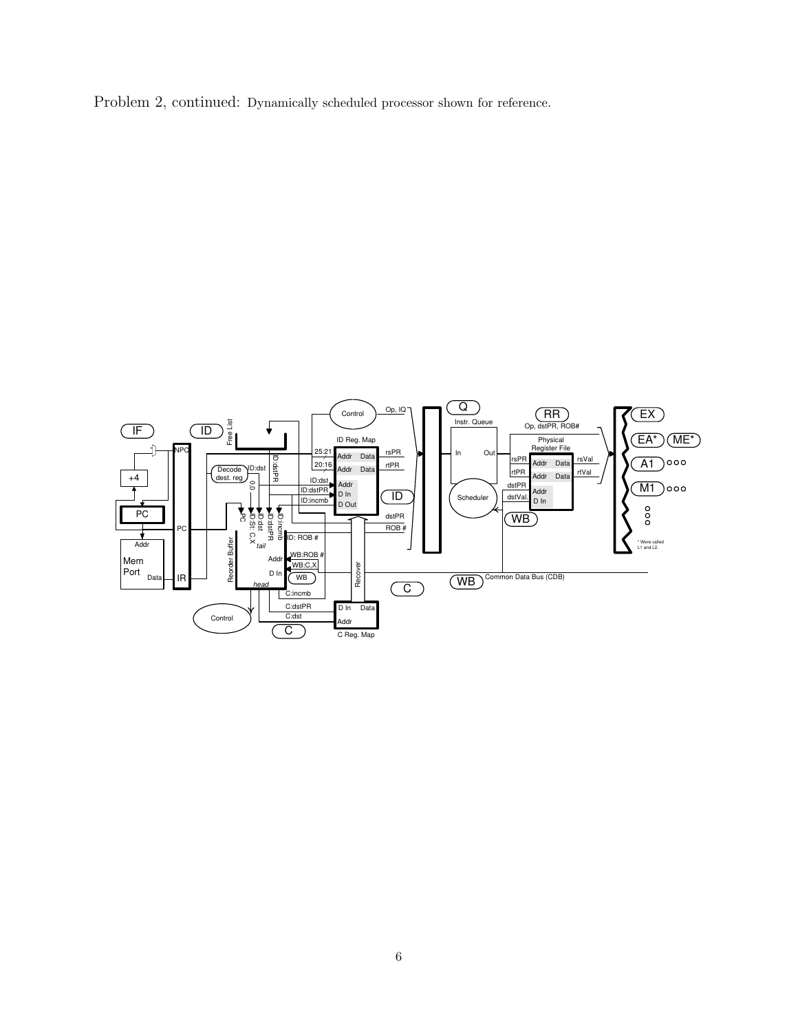Problem 2, continued: Dynamically scheduled processor shown for reference.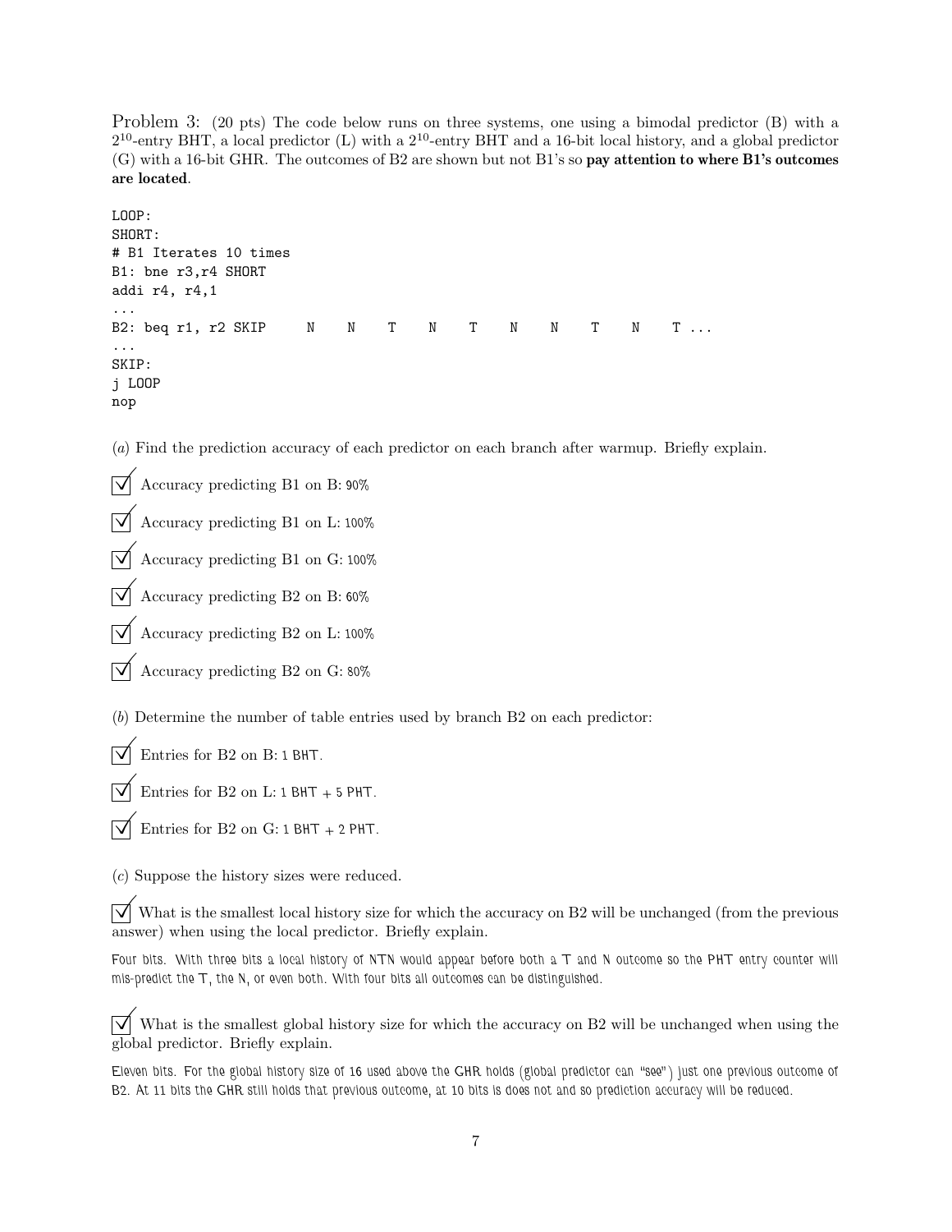Problem 3: (20 pts) The code below runs on three systems, one using a bimodal predictor (B) with a $2^{10}$-entry BHT, a local predictor (L) with a $2^{10}$-entry BHT and a 16-bit local history, and a global predictor (G) with a 16-bit GHR. The outcomes of B2 are shown but not B1's so **pay attention to where B1's outcomes are located**.

```
LOOP:
SHORT:
# B1 Iterates 10 times
B1: bne r3,r4 SHORT
addi r4, r4,1
...
B2: beq r1, r2 SKIP     N    N    T    N    T    N    N    T    N    T ...
...
SKIP:
j LOOP
nop
```

(*a*) Find the prediction accuracy of each predictor on each branch after warmup. Briefly explain.

☑ Accuracy predicting B1 on B: 90%

☑ Accuracy predicting B1 on L: 100%

☑ Accuracy predicting B1 on G: 100%

☑ Accuracy predicting B2 on B: 60%

☑ Accuracy predicting B2 on L: 100%

☑ Accuracy predicting B2 on G: 80%

(*b*) Determine the number of table entries used by branch B2 on each predictor:

☑ Entries for B2 on B: 1 BHT.

☑ Entries for B2 on L: 1 BHT + 5 PHT.

☑ Entries for B2 on G: 1 BHT + 2 PHT.

(*c*) Suppose the history sizes were reduced.

☑ What is the smallest local history size for which the accuracy on B2 will be unchanged (from the previous answer) when using the local predictor. Briefly explain.

Four bits. With three bits a local history of NTN would appear before both a T and N outcome so the PHT entry counter will mis-predict the T, the N, or even both. With four bits all outcomes can be distinguished.

☑ What is the smallest global history size for which the accuracy on B2 will be unchanged when using the global predictor. Briefly explain.

Eleven bits. For the global history size of 16 used above the GHR holds (global predictor can "see") just one previous outcome of B2. At 11 bits the GHR still holds that previous outcome, at 10 bits is does not and so prediction accuracy will be reduced.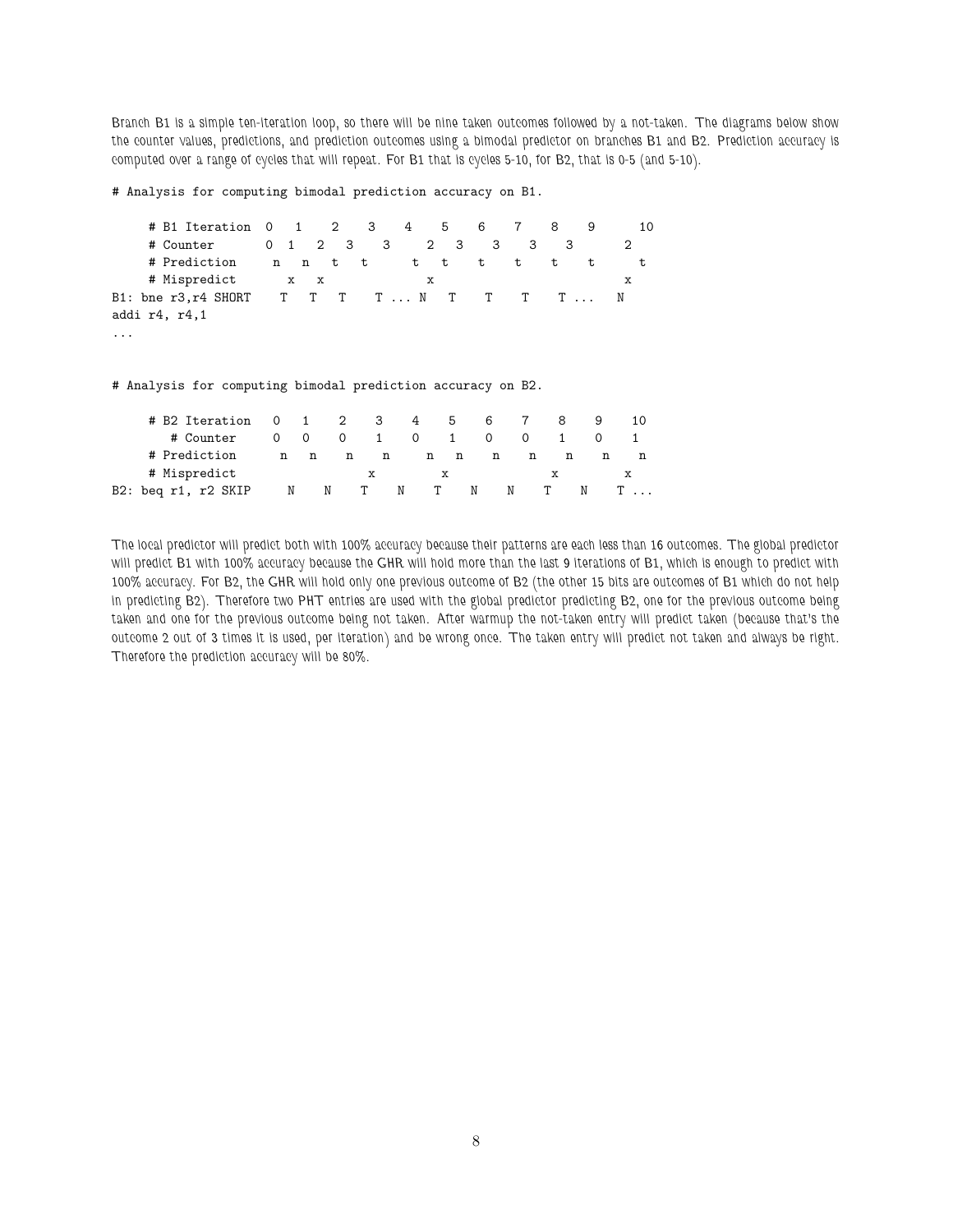Branch B1 is a simple ten-iteration loop, so there will be nine taken outcomes followed by a not-taken. The diagrams below show the counter values, predictions, and prediction outcomes using a bimodal predictor on branches B1 and B2. Prediction accuracy is computed over a range of cycles that will repeat. For B1 that is cycles 5-10, for B2, that is 0-5 (and 5-10).

```
# Analysis for computing bimodal prediction accuracy on B1.

     # B1 Iteration  0   1    2    3    4    5    6    7    8    9      10
     # Counter       0  1   2   3    3     2   3    3    3    3       2
     # Prediction     n   n   t   t      t   t    t    t    t    t      t
     # Mispredict       x   x              x                          x
B1: bne r3,r4 SHORT    T   T   T    T ... N   T    T    T    T ...   N
addi r4, r4,1
...


# Analysis for computing bimodal prediction accuracy on B2.

     # B2 Iteration   0   1    2    3    4    5    6    7    8    9    10
        # Counter     0   0    0    1    0    1    0    0    1    0    1
     # Prediction      n   n    n    n     n   n    n    n    n    n    n
     # Mispredict                   x          x              x         x
B2: beq r1, r2 SKIP     N    N    T    N    T    N    N    T    N    T ...
```

The local predictor will predict both with 100% accuracy because their patterns are each less than 16 outcomes. The global predictor will predict B1 with 100% accuracy because the GHR will hold more than the last 9 iterations of B1, which is enough to predict with 100% accuracy. For B2, the GHR will hold only one previous outcome of B2 (the other 15 bits are outcomes of B1 which do not help in predicting B2). Therefore two PHT entries are used with the global predictor predicting B2, one for the previous outcome being taken and one for the previous outcome being not taken. After warmup the not-taken entry will predict taken (because that's the outcome 2 out of 3 times it is used, per iteration) and be wrong once. The taken entry will predict not taken and always be right. Therefore the prediction accuracy will be 80%.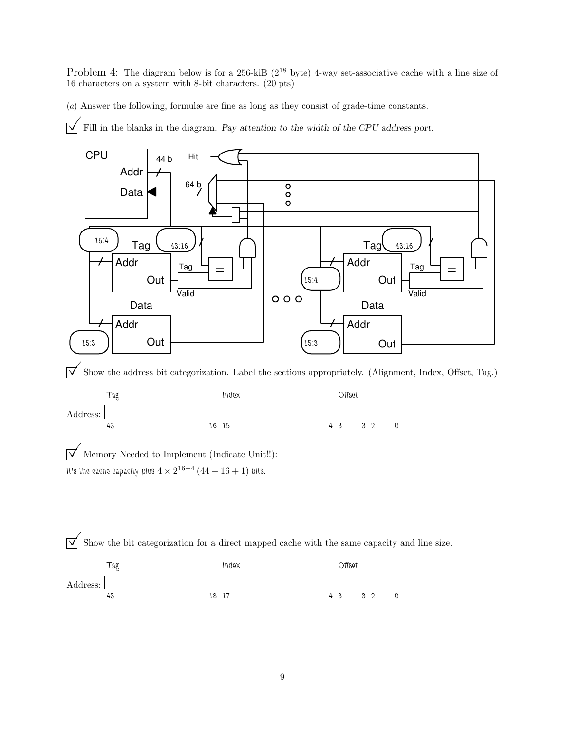Problem 4: The diagram below is for a 256-kiB ($2^{18}$ byte) 4-way set-associative cache with a line size of 16 characters on a system with 8-bit characters. (20 pts)

($a$) Answer the following, formulæ are fine as long as they consist of grade-time constants.

☑ Fill in the blanks in the diagram. *Pay attention to the width of the CPU address port.*

CPU — Addr: 44 b; Data: 64 b; Hit

Tag memory: Addr 15:4, tag bits 43:16, Out (Tag, Valid)

Data memory: Addr 15:3, Out

☑ Show the address bit categorization. Label the sections appropriately. (Alignment, Index, Offset, Tag.)

| | Tag | Index | Offset | |
|---|---|---|---|---|
| Address: | 43 – 16 | 15 – 4 | 3 – 3 | 2 – 0 |

☑ Memory Needed to Implement (Indicate Unit!!):

It's the cache capacity plus $4 \times 2^{16-4}\,(44 - 16 + 1)$ bits.

☑ Show the bit categorization for a direct mapped cache with the same capacity and line size.

| | Tag | Index | Offset | |
|---|---|---|---|---|
| Address: | 43 – 18 | 17 – 4 | 3 – 3 | 2 – 0 |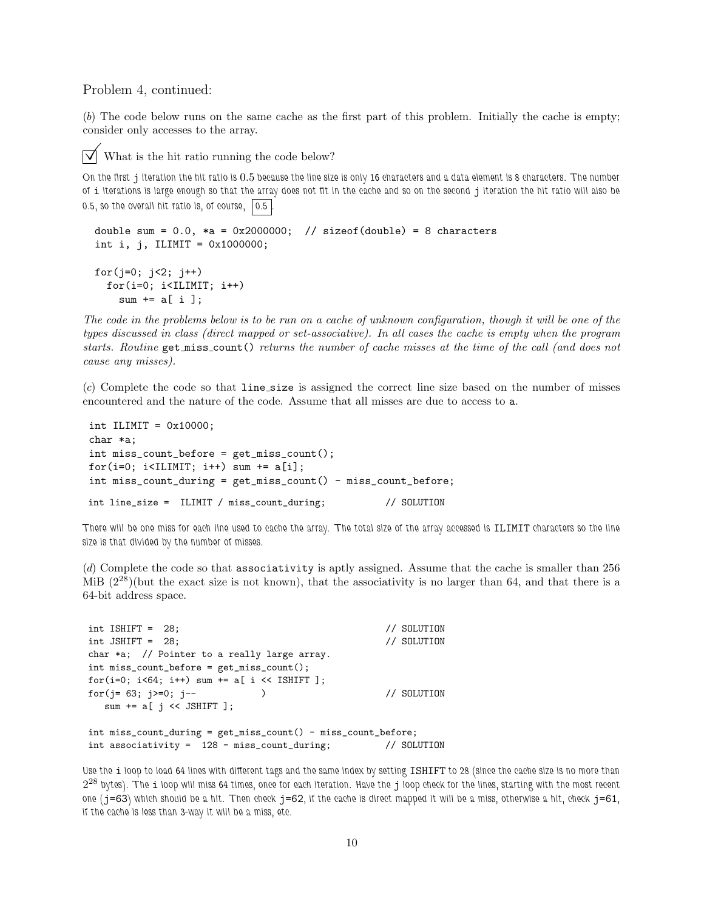Problem 4, continued:

(*b*) The code below runs on the same cache as the first part of this problem. Initially the cache is empty; consider only accesses to the array.

☑ What is the hit ratio running the code below?

On the first j iteration the hit ratio is 0.5 because the line size is only 16 characters and a data element is 8 characters. The number of i iterations is large enough so that the array does not fit in the cache and so on the second j iteration the hit ratio will also be 0.5, so the overall hit ratio is, of course, **0.5**.

```
double sum = 0.0, *a = 0x2000000;  // sizeof(double) = 8 characters
int i, j, ILIMIT = 0x1000000;

for(j=0; j<2; j++)
  for(i=0; i<ILIMIT; i++)
    sum += a[ i ];
```

*The code in the problems below is to be run on a cache of unknown configuration, though it will be one of the types discussed in class (direct mapped or set-associative). In all cases the cache is empty when the program starts. Routine* `get_miss_count()` *returns the number of cache misses at the time of the call (and does not cause any misses).*

(*c*) Complete the code so that `line_size` is assigned the correct line size based on the number of misses encountered and the nature of the code. Assume that all misses are due to access to `a`.

```
int ILIMIT = 0x10000;
char *a;
int miss_count_before = get_miss_count();
for(i=0; i<ILIMIT; i++) sum += a[i];
int miss_count_during = get_miss_count() - miss_count_before;

int line_size =  ILIMIT / miss_count_during;          // SOLUTION
```

There will be one miss for each line used to cache the array. The total size of the array accessed is ILIMIT characters so the line size is that divided by the number of misses.

(*d*) Complete the code so that `associativity` is aptly assigned. Assume that the cache is smaller than 256 MiB ($2^{28}$)(but the exact size is not known), that the associativity is no larger than 64, and that there is a 64-bit address space.

```
int ISHIFT =  28;                                     // SOLUTION
int JSHIFT =  28;                                     // SOLUTION
char *a;  // Pointer to a really large array.
int miss_count_before = get_miss_count();
for(i=0; i<64; i++) sum += a[ i << ISHIFT ];
for(j= 63; j>=0; j--           )                      // SOLUTION
   sum += a[ j << JSHIFT ];

int miss_count_during = get_miss_count() - miss_count_before;
int associativity =  128 - miss_count_during;         // SOLUTION
```

Use the i loop to load 64 lines with different tags and the same index by setting ISHIFT to 28 (since the cache size is no more than $2^{28}$ bytes). The i loop will miss 64 times, once for each iteration. Have the j loop check for the lines, starting with the most recent one (j=63) which should be a hit. Then check j=62, if the cache is direct mapped it will be a miss, otherwise a hit, check j=61, if the cache is less than 3-way it will be a miss, etc.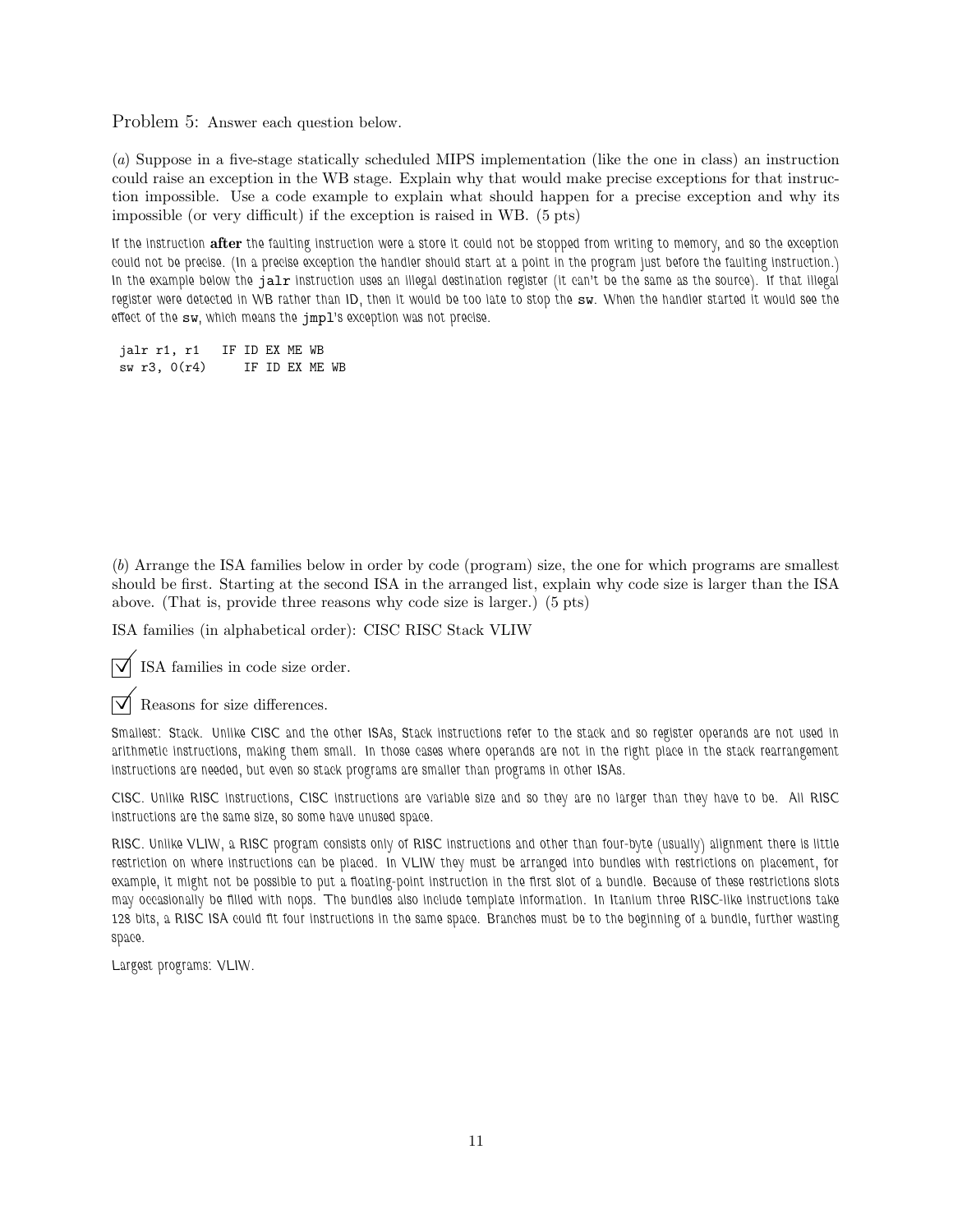Problem 5: Answer each question below.

(*a*) Suppose in a five-stage statically scheduled MIPS implementation (like the one in class) an instruction could raise an exception in the WB stage. Explain why that would make precise exceptions for that instruction impossible. Use a code example to explain what should happen for a precise exception and why its impossible (or very difficult) if the exception is raised in WB. (5 pts)

If the instruction **after** the faulting instruction were a store it could not be stopped from writing to memory, and so the exception could not be precise. (In a precise exception the handler should start at a point in the program just before the faulting instruction.) In the example below the `jalr` instruction uses an illegal destination register (it can't be the same as the source). If that illegal register were detected in WB rather than ID, then it would be too late to stop the `sw`. When the handler started it would see the effect of the `sw`, which means the `jmpl`'s exception was not precise.

```
jalr r1, r1   IF ID EX ME WB
sw r3, 0(r4)     IF ID EX ME WB
```

(*b*) Arrange the ISA families below in order by code (program) size, the one for which programs are smallest should be first. Starting at the second ISA in the arranged list, explain why code size is larger than the ISA above. (That is, provide three reasons why code size is larger.) (5 pts)

ISA families (in alphabetical order): CISC RISC Stack VLIW

- [x] ISA families in code size order.
- [x] Reasons for size differences.

Smallest: Stack. Unlike CISC and the other ISAs, Stack instructions refer to the stack and so register operands are not used in arithmetic instructions, making them small. In those cases where operands are not in the right place in the stack rearrangement instructions are needed, but even so stack programs are smaller than programs in other ISAs.

CISC. Unlike RISC instructions, CISC instructions are variable size and so they are no larger than they have to be. All RISC instructions are the same size, so some have unused space.

RISC. Unlike VLIW, a RISC program consists only of RISC instructions and other than four-byte (usually) alignment there is little restriction on where instructions can be placed. In VLIW they must be arranged into bundles with restrictions on placement, for example, it might not be possible to put a floating-point instruction in the first slot of a bundle. Because of these restrictions slots may occasionally be filled with nops. The bundles also include template information. In Itanium three RISC-like instructions take 128 bits, a RISC ISA could fit four instructions in the same space. Branches must be to the beginning of a bundle, further wasting space.

Largest programs: VLIW.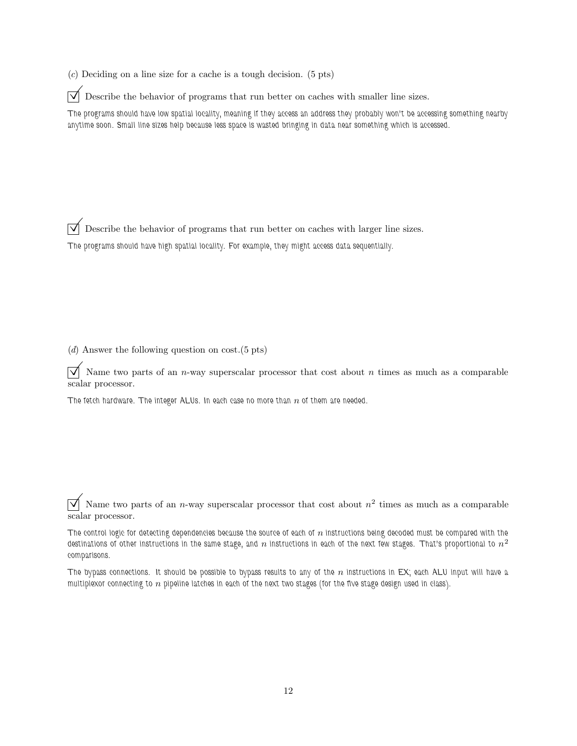(*c*) Deciding on a line size for a cache is a tough decision. (5 pts)

☑ Describe the behavior of programs that run better on caches with smaller line sizes.

*The programs should have low spatial locality, meaning if they access an address they probably won't be accessing something nearby anytime soon. Small line sizes help because less space is wasted bringing in data near something which is accessed.*

☑ Describe the behavior of programs that run better on caches with larger line sizes.

*The programs should have high spatial locality. For example, they might access data sequentially.*

(*d*) Answer the following question on cost.(5 pts)

☑ Name two parts of an $n$-way superscalar processor that cost about $n$ times as much as a comparable scalar processor.

*The fetch hardware. The integer ALUs. In each case no more than $n$ of them are needed.*

☑ Name two parts of an $n$-way superscalar processor that cost about $n^2$ times as much as a comparable scalar processor.

*The control logic for detecting dependencies because the source of each of $n$ instructions being decoded must be compared with the destinations of other instructions in the same stage, and $n$ instructions in each of the next few stages. That's proportional to $n^2$ comparisons.*

*The bypass connections. It should be possible to bypass results to any of the $n$ instructions in EX; each ALU input will have a multiplexor connecting to $n$ pipeline latches in each of the next two stages (for the five stage design used in class).*